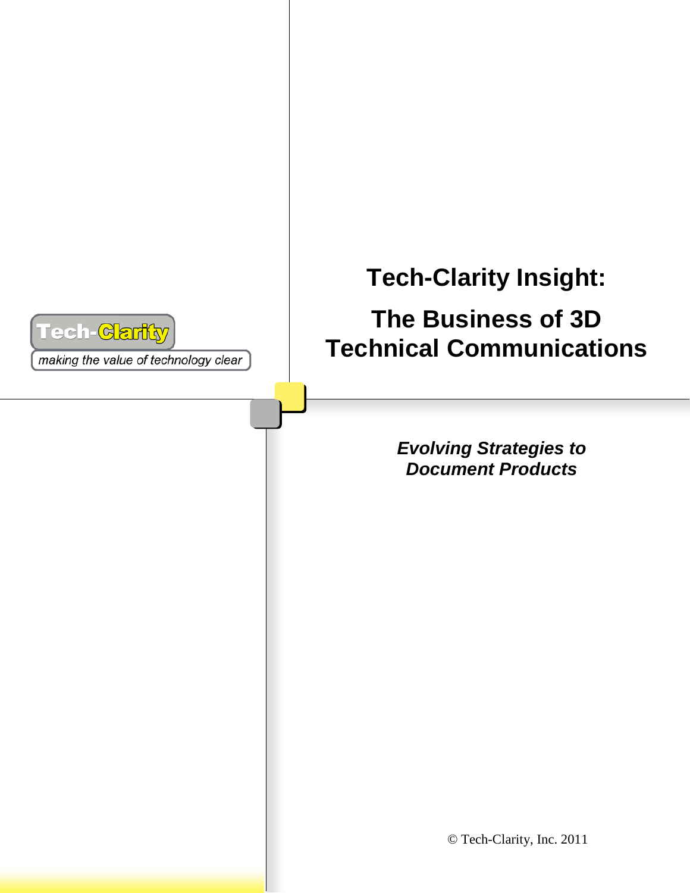Tech-Clarity

making the value of technology clear

# Tech-Clarity Insight:

# The Business of 3D Technical Communications

***Evolving Strategies to Document Products***

© Tech-Clarity, Inc. 2011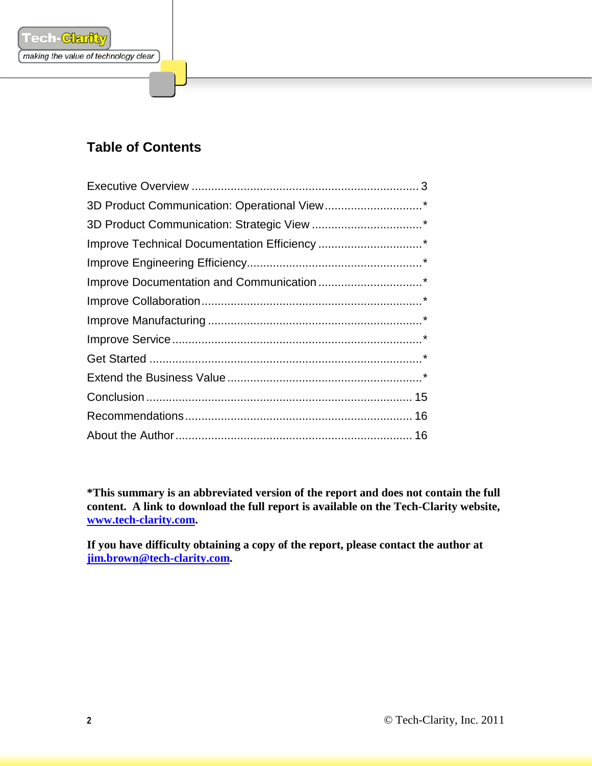## Table of Contents

Executive Overview ...................................................................... 3
3D Product Communication: Operational View.............................*
3D Product Communication: Strategic View ..................................*
Improve Technical Documentation Efficiency ................................*
Improve Engineering Efficiency.....................................................*
Improve Documentation and Communication ................................*
Improve Collaboration....................................................................*
Improve Manufacturing .................................................................*
Improve Service.............................................................................*
Get Started ....................................................................................*
Extend the Business Value ............................................................*
Conclusion .................................................................................. 15
Recommendations...................................................................... 16
About the Author......................................................................... 16

**\*This summary is an abbreviated version of the report and does not contain the full content. A link to download the full report is available on the Tech-Clarity website, [www.tech-clarity.com](http://www.tech-clarity.com).**

**If you have difficulty obtaining a copy of the report, please contact the author at [jim.brown@tech-clarity.com](mailto:jim.brown@tech-clarity.com).**

© Tech-Clarity, Inc. 2011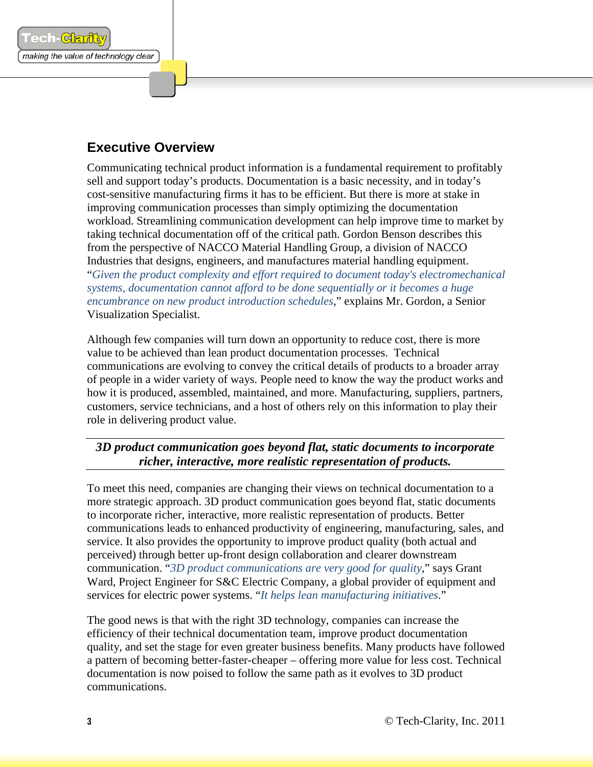## Executive Overview

Communicating technical product information is a fundamental requirement to profitably sell and support today's products. Documentation is a basic necessity, and in today's cost-sensitive manufacturing firms it has to be efficient. But there is more at stake in improving communication processes than simply optimizing the documentation workload. Streamlining communication development can help improve time to market by taking technical documentation off of the critical path. Gordon Benson describes this from the perspective of NACCO Material Handling Group, a division of NACCO Industries that designs, engineers, and manufactures material handling equipment. "*Given the product complexity and effort required to document today's electromechanical systems, documentation cannot afford to be done sequentially or it becomes a huge encumbrance on new product introduction schedules*," explains Mr. Gordon, a Senior Visualization Specialist.

Although few companies will turn down an opportunity to reduce cost, there is more value to be achieved than lean product documentation processes. Technical communications are evolving to convey the critical details of products to a broader array of people in a wider variety of ways. People need to know the way the product works and how it is produced, assembled, maintained, and more. Manufacturing, suppliers, partners, customers, service technicians, and a host of others rely on this information to play their role in delivering product value.

---

***3D product communication goes beyond flat, static documents to incorporate richer, interactive, more realistic representation of products.***

---

To meet this need, companies are changing their views on technical documentation to a more strategic approach. 3D product communication goes beyond flat, static documents to incorporate richer, interactive, more realistic representation of products. Better communications leads to enhanced productivity of engineering, manufacturing, sales, and service. It also provides the opportunity to improve product quality (both actual and perceived) through better up-front design collaboration and clearer downstream communication. "*3D product communications are very good for quality*," says Grant Ward, Project Engineer for S&C Electric Company, a global provider of equipment and services for electric power systems. "*It helps lean manufacturing initiatives*."

The good news is that with the right 3D technology, companies can increase the efficiency of their technical documentation team, improve product documentation quality, and set the stage for even greater business benefits. Many products have followed a pattern of becoming better-faster-cheaper – offering more value for less cost. Technical documentation is now poised to follow the same path as it evolves to 3D product communications.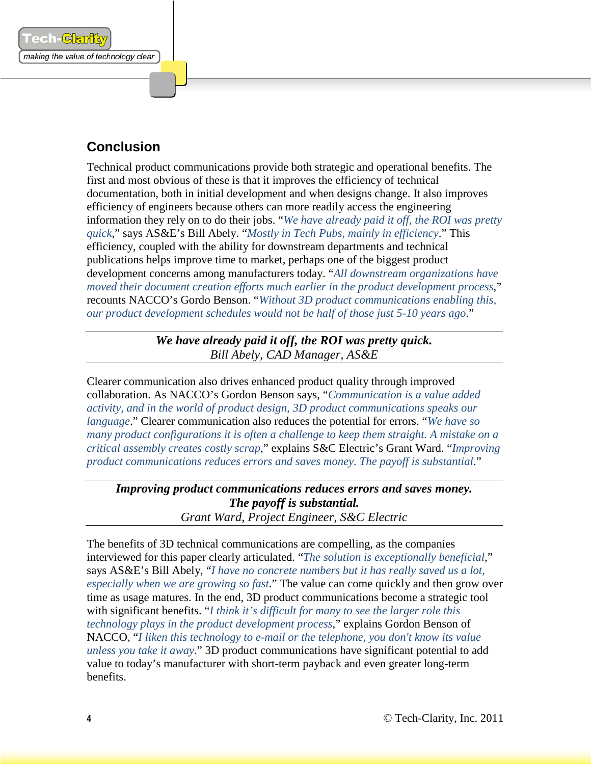## Conclusion

Technical product communications provide both strategic and operational benefits. The first and most obvious of these is that it improves the efficiency of technical documentation, both in initial development and when designs change. It also improves efficiency of engineers because others can more readily access the engineering information they rely on to do their jobs. "*We have already paid it off, the ROI was pretty quick*," says AS&E's Bill Abely. "*Mostly in Tech Pubs, mainly in efficiency*." This efficiency, coupled with the ability for downstream departments and technical publications helps improve time to market, perhaps one of the biggest product development concerns among manufacturers today. "*All downstream organizations have moved their document creation efforts much earlier in the product development process*," recounts NACCO's Gordo Benson. "*Without 3D product communications enabling this, our product development schedules would not be half of those just 5-10 years ago*."

---

***We have already paid it off, the ROI was pretty quick.***
*Bill Abely, CAD Manager, AS&E*

---

Clearer communication also drives enhanced product quality through improved collaboration. As NACCO's Gordon Benson says, "*Communication is a value added activity, and in the world of product design, 3D product communications speaks our language*." Clearer communication also reduces the potential for errors. "*We have so many product configurations it is often a challenge to keep them straight. A mistake on a critical assembly creates costly scrap*," explains S&C Electric's Grant Ward. "*Improving product communications reduces errors and saves money. The payoff is substantial*."

---

***Improving product communications reduces errors and saves money. The payoff is substantial.***
*Grant Ward, Project Engineer, S&C Electric*

---

The benefits of 3D technical communications are compelling, as the companies interviewed for this paper clearly articulated. "*The solution is exceptionally beneficial*," says AS&E's Bill Abely, "*I have no concrete numbers but it has really saved us a lot, especially when we are growing so fast*." The value can come quickly and then grow over time as usage matures. In the end, 3D product communications become a strategic tool with significant benefits. "*I think it's difficult for many to see the larger role this technology plays in the product development process*," explains Gordon Benson of NACCO, "*I liken this technology to e-mail or the telephone, you don't know its value unless you take it away*." 3D product communications have significant potential to add value to today's manufacturer with short-term payback and even greater long-term benefits.

© Tech-Clarity, Inc. 2011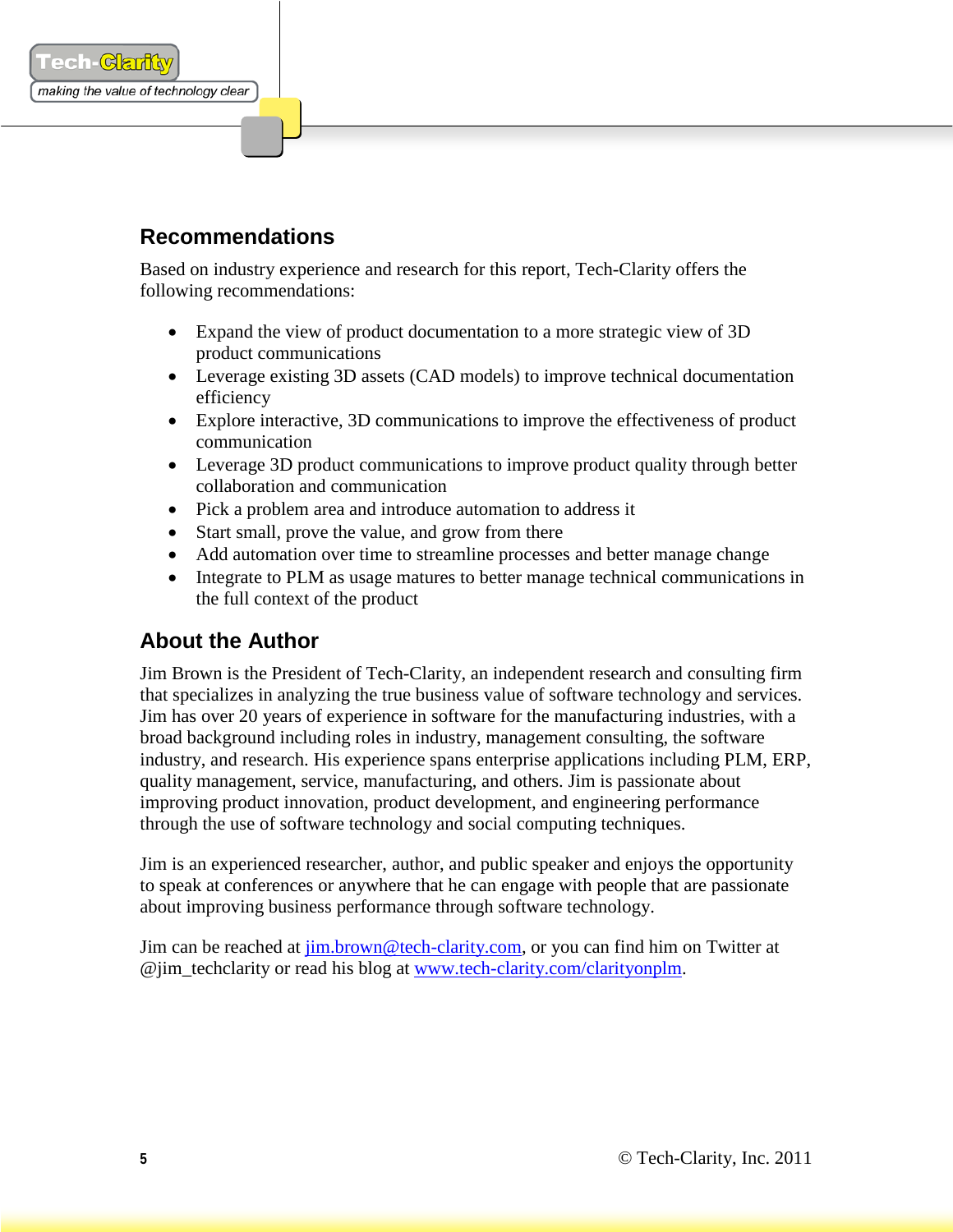## Recommendations

Based on industry experience and research for this report, Tech-Clarity offers the following recommendations:

- Expand the view of product documentation to a more strategic view of 3D product communications
- Leverage existing 3D assets (CAD models) to improve technical documentation efficiency
- Explore interactive, 3D communications to improve the effectiveness of product communication
- Leverage 3D product communications to improve product quality through better collaboration and communication
- Pick a problem area and introduce automation to address it
- Start small, prove the value, and grow from there
- Add automation over time to streamline processes and better manage change
- Integrate to PLM as usage matures to better manage technical communications in the full context of the product

## About the Author

Jim Brown is the President of Tech-Clarity, an independent research and consulting firm that specializes in analyzing the true business value of software technology and services. Jim has over 20 years of experience in software for the manufacturing industries, with a broad background including roles in industry, management consulting, the software industry, and research. His experience spans enterprise applications including PLM, ERP, quality management, service, manufacturing, and others. Jim is passionate about improving product innovation, product development, and engineering performance through the use of software technology and social computing techniques.

Jim is an experienced researcher, author, and public speaker and enjoys the opportunity to speak at conferences or anywhere that he can engage with people that are passionate about improving business performance through software technology.

Jim can be reached at jim.brown@tech-clarity.com, or you can find him on Twitter at @jim_techclarity or read his blog at www.tech-clarity.com/clarityonplm.